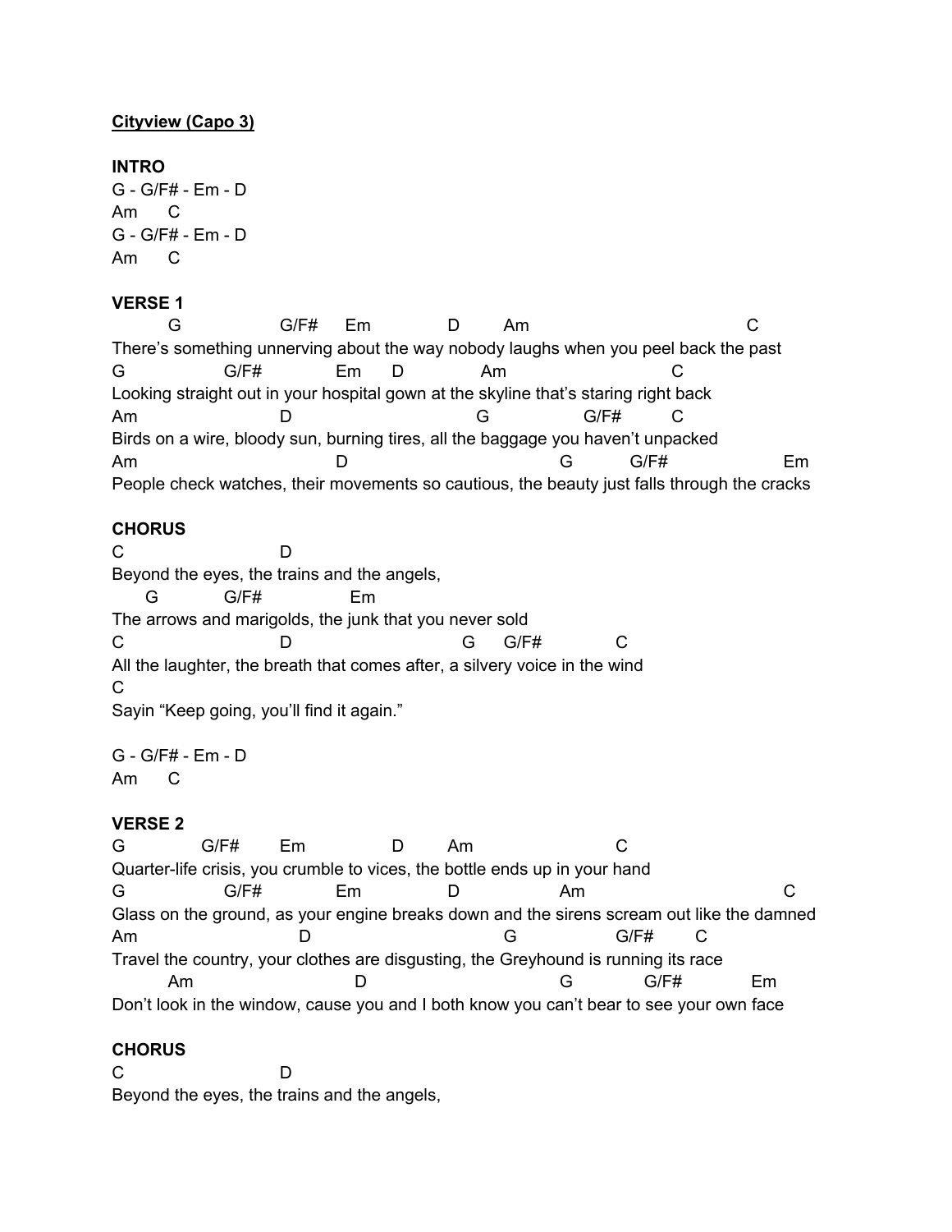**Cityview (Capo 3)**

**INTRO**

```
G - G/F# - Em - D
Am      C
G - G/F# - Em - D
Am      C
```

**VERSE 1**

```
        G                G/F#     Em             D        Am                              C
There's something unnerving about the way nobody laughs when you peel back the past
G              G/F#              Em      D             Am                    C
Looking straight out in your hospital gown at the skyline that's staring right back
Am                     D                          G              G/F#        C
Birds on a wire, bloody sun, burning tires, all the baggage you haven't unpacked
Am                              D                            G          G/F#                  Em
People check watches, their movements so cautious, the beauty just falls through the cracks
```

**CHORUS**

```
C                      D
Beyond the eyes, the trains and the angels,
     G           G/F#             Em
The arrows and marigolds, the junk that you never sold
C                      D                         G     G/F#          C
All the laughter, the breath that comes after, a silvery voice in the wind
C
Sayin "Keep going, you'll find it again."
```

```
G - G/F# - Em - D
Am      C
```

**VERSE 2**

```
G           G/F#       Em             D        Am                   C
Quarter-life crisis, you crumble to vices, the bottle ends up in your hand
G              G/F#            Em              D              Am                          C
Glass on the ground, as your engine breaks down and the sirens scream out like the damned
Am                       D                           G              G/F#        C
Travel the country, your clothes are disgusting, the Greyhound is running its race
        Am                         D                          G           G/F#          Em
Don't look in the window, cause you and I both know you can't bear to see your own face
```

**CHORUS**

```
C                      D
Beyond the eyes, the trains and the angels,
```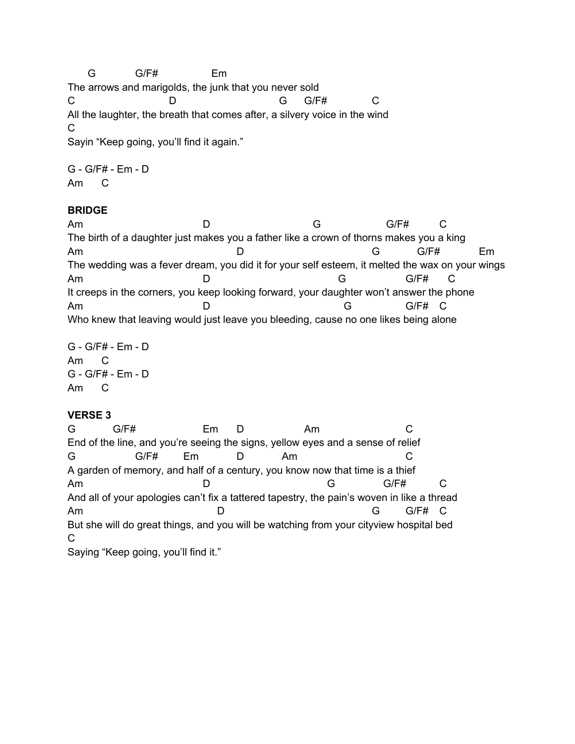```
      G            G/F#                 Em
The arrows and marigolds, the junk that you never sold
C                         D                            G      G/F#             C
All the laughter, the breath that comes after, a silvery voice in the wind
C
Sayin "Keep going, you'll find it again."
```

G - G/F# - Em - D
Am      C

**BRIDGE**

```
Am                            D                            G                   G/F#         C
The birth of a daughter just makes you a father like a crown of thorns makes you a king
Am                                    D                                  G            G/F#           Em
The wedding was a fever dream, you did it for your self esteem, it melted the wax on your wings
Am                            D                                    G                  G/F#      C
It creeps in the corners, you keep looking forward, your daughter won't answer the phone
Am                            D                                     G               G/F#    C
Who knew that leaving would just leave you bleeding, cause no one likes being alone
```

G - G/F# - Em - D
Am      C
G - G/F# - Em - D
Am      C

**VERSE 3**

```
G           G/F#                    Em      D                Am                        C
End of the line, and you're seeing the signs, yellow eyes and a sense of relief
G                  G/F#        Em           D           Am                             C
A garden of memory, and half of a century, you know now that time is a thief
Am                            D                                  G              G/F#          C
And all of your apologies can't fix a tattered tapestry, the pain's woven in like a thread
Am                               D                                           G        G/F#    C
But she will do great things, and you will be watching from your cityview hospital bed
C
Saying "Keep going, you'll find it."
```